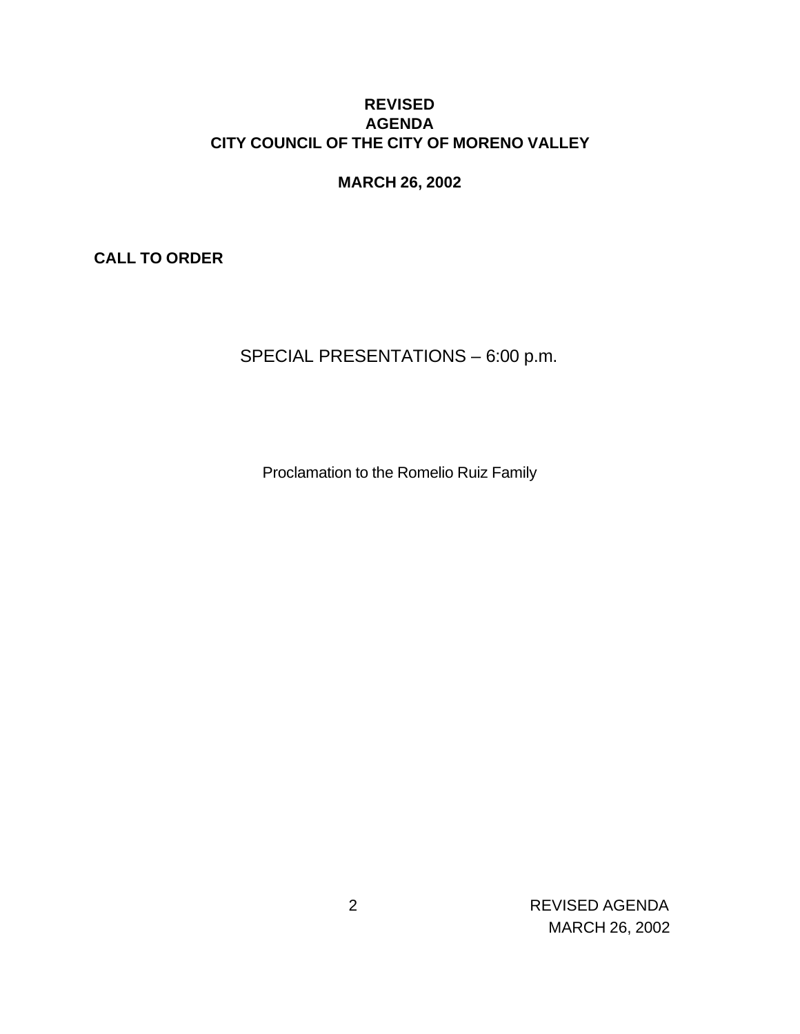# REVISED
# AGENDA
# CITY COUNCIL OF THE CITY OF MORENO VALLEY

**MARCH 26, 2002**

**CALL TO ORDER**

## SPECIAL PRESENTATIONS – 6:00 p.m.

Proclamation to the Romelio Ruiz Family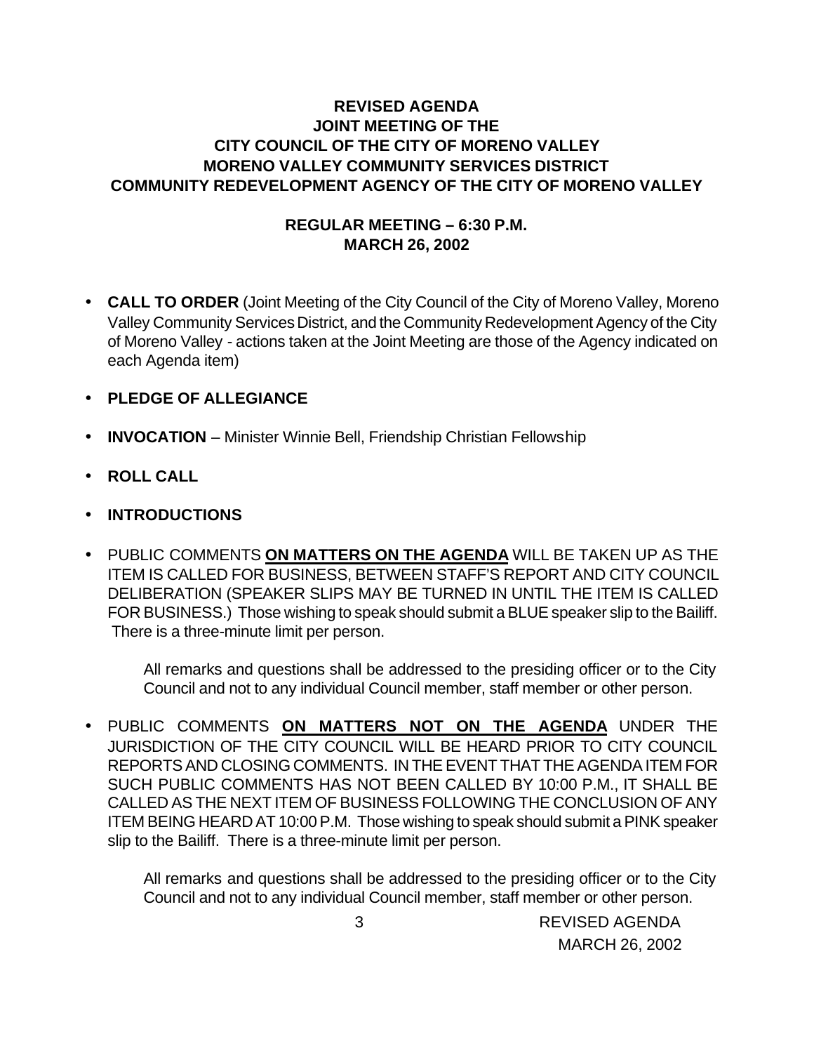**REVISED AGENDA**
**JOINT MEETING OF THE**
**CITY COUNCIL OF THE CITY OF MORENO VALLEY**
**MORENO VALLEY COMMUNITY SERVICES DISTRICT**
**COMMUNITY REDEVELOPMENT AGENCY OF THE CITY OF MORENO VALLEY**

**REGULAR MEETING – 6:30 P.M.**
**MARCH 26, 2002**

- **CALL TO ORDER** (Joint Meeting of the City Council of the City of Moreno Valley, Moreno Valley Community Services District, and the Community Redevelopment Agency of the City of Moreno Valley - actions taken at the Joint Meeting are those of the Agency indicated on each Agenda item)

- **PLEDGE OF ALLEGIANCE**

- **INVOCATION** – Minister Winnie Bell, Friendship Christian Fellowship

- **ROLL CALL**

- **INTRODUCTIONS**

- PUBLIC COMMENTS **ON MATTERS ON THE AGENDA** WILL BE TAKEN UP AS THE ITEM IS CALLED FOR BUSINESS, BETWEEN STAFF'S REPORT AND CITY COUNCIL DELIBERATION (SPEAKER SLIPS MAY BE TURNED IN UNTIL THE ITEM IS CALLED FOR BUSINESS.) Those wishing to speak should submit a BLUE speaker slip to the Bailiff. There is a three-minute limit per person.

  All remarks and questions shall be addressed to the presiding officer or to the City Council and not to any individual Council member, staff member or other person.

- PUBLIC COMMENTS **ON MATTERS NOT ON THE AGENDA** UNDER THE JURISDICTION OF THE CITY COUNCIL WILL BE HEARD PRIOR TO CITY COUNCIL REPORTS AND CLOSING COMMENTS. IN THE EVENT THAT THE AGENDA ITEM FOR SUCH PUBLIC COMMENTS HAS NOT BEEN CALLED BY 10:00 P.M., IT SHALL BE CALLED AS THE NEXT ITEM OF BUSINESS FOLLOWING THE CONCLUSION OF ANY ITEM BEING HEARD AT 10:00 P.M. Those wishing to speak should submit a PINK speaker slip to the Bailiff. There is a three-minute limit per person.

  All remarks and questions shall be addressed to the presiding officer or to the City Council and not to any individual Council member, staff member or other person.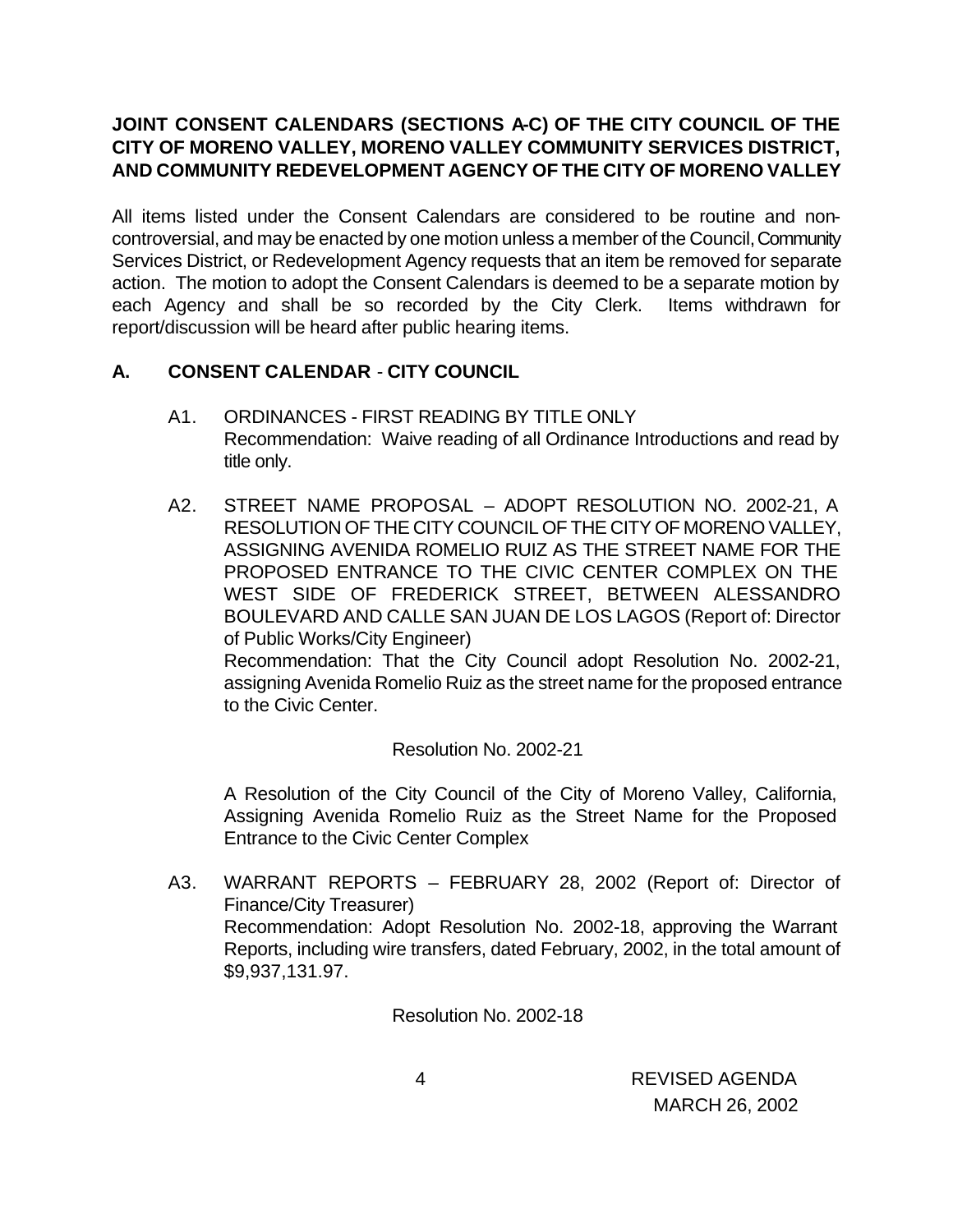**JOINT CONSENT CALENDARS (SECTIONS A-C) OF THE CITY COUNCIL OF THE CITY OF MORENO VALLEY, MORENO VALLEY COMMUNITY SERVICES DISTRICT, AND COMMUNITY REDEVELOPMENT AGENCY OF THE CITY OF MORENO VALLEY**

All items listed under the Consent Calendars are considered to be routine and non-controversial, and may be enacted by one motion unless a member of the Council, Community Services District, or Redevelopment Agency requests that an item be removed for separate action. The motion to adopt the Consent Calendars is deemed to be a separate motion by each Agency and shall be so recorded by the City Clerk. Items withdrawn for report/discussion will be heard after public hearing items.

## A. CONSENT CALENDAR - CITY COUNCIL

A1. ORDINANCES - FIRST READING BY TITLE ONLY
Recommendation: Waive reading of all Ordinance Introductions and read by title only.

A2. STREET NAME PROPOSAL – ADOPT RESOLUTION NO. 2002-21, A RESOLUTION OF THE CITY COUNCIL OF THE CITY OF MORENO VALLEY, ASSIGNING AVENIDA ROMELIO RUIZ AS THE STREET NAME FOR THE PROPOSED ENTRANCE TO THE CIVIC CENTER COMPLEX ON THE WEST SIDE OF FREDERICK STREET, BETWEEN ALESSANDRO BOULEVARD AND CALLE SAN JUAN DE LOS LAGOS (Report of: Director of Public Works/City Engineer)
Recommendation: That the City Council adopt Resolution No. 2002-21, assigning Avenida Romelio Ruiz as the street name for the proposed entrance to the Civic Center.

Resolution No. 2002-21

A Resolution of the City Council of the City of Moreno Valley, California, Assigning Avenida Romelio Ruiz as the Street Name for the Proposed Entrance to the Civic Center Complex

A3. WARRANT REPORTS – FEBRUARY 28, 2002 (Report of: Director of Finance/City Treasurer)
Recommendation: Adopt Resolution No. 2002-18, approving the Warrant Reports, including wire transfers, dated February, 2002, in the total amount of $9,937,131.97.

Resolution No. 2002-18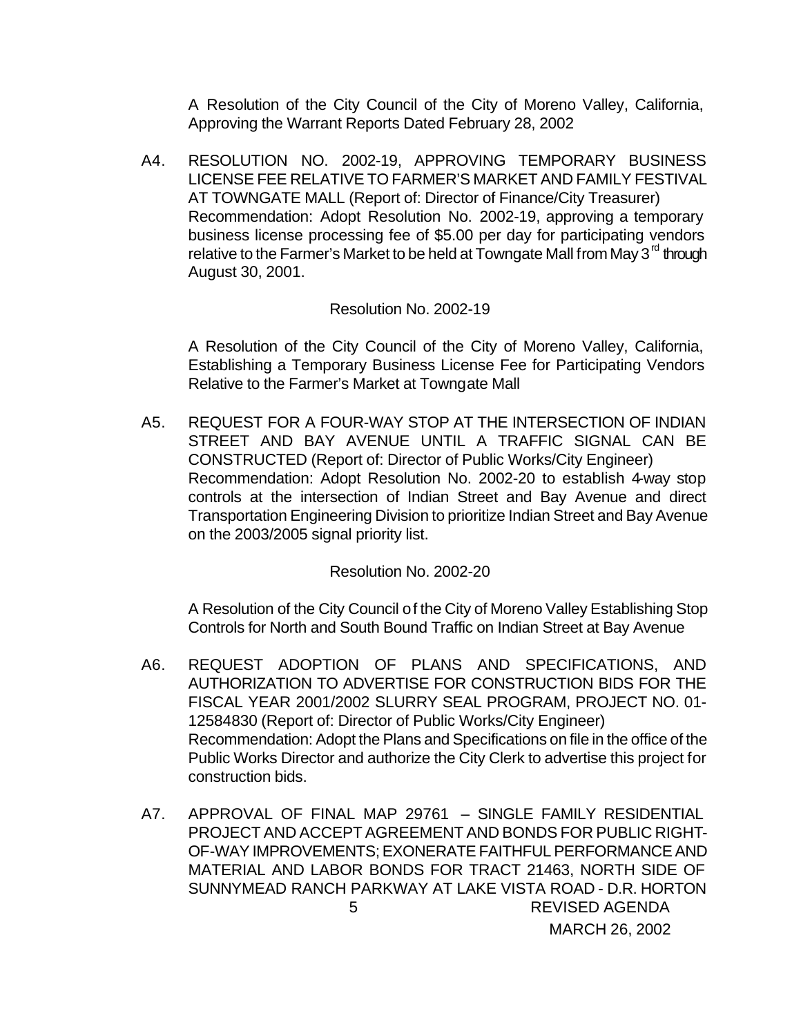A Resolution of the City Council of the City of Moreno Valley, California, Approving the Warrant Reports Dated February 28, 2002

A4. RESOLUTION NO. 2002-19, APPROVING TEMPORARY BUSINESS LICENSE FEE RELATIVE TO FARMER'S MARKET AND FAMILY FESTIVAL AT TOWNGATE MALL (Report of: Director of Finance/City Treasurer)
Recommendation: Adopt Resolution No. 2002-19, approving a temporary business license processing fee of $5.00 per day for participating vendors relative to the Farmer's Market to be held at Towngate Mall from May 3rd through August 30, 2001.

Resolution No. 2002-19

A Resolution of the City Council of the City of Moreno Valley, California, Establishing a Temporary Business License Fee for Participating Vendors Relative to the Farmer's Market at Towngate Mall

A5. REQUEST FOR A FOUR-WAY STOP AT THE INTERSECTION OF INDIAN STREET AND BAY AVENUE UNTIL A TRAFFIC SIGNAL CAN BE CONSTRUCTED (Report of: Director of Public Works/City Engineer)
Recommendation: Adopt Resolution No. 2002-20 to establish 4-way stop controls at the intersection of Indian Street and Bay Avenue and direct Transportation Engineering Division to prioritize Indian Street and Bay Avenue on the 2003/2005 signal priority list.

Resolution No. 2002-20

A Resolution of the City Council of the City of Moreno Valley Establishing Stop Controls for North and South Bound Traffic on Indian Street at Bay Avenue

A6. REQUEST ADOPTION OF PLANS AND SPECIFICATIONS, AND AUTHORIZATION TO ADVERTISE FOR CONSTRUCTION BIDS FOR THE FISCAL YEAR 2001/2002 SLURRY SEAL PROGRAM, PROJECT NO. 01-12584830 (Report of: Director of Public Works/City Engineer)
Recommendation: Adopt the Plans and Specifications on file in the office of the Public Works Director and authorize the City Clerk to advertise this project for construction bids.

A7. APPROVAL OF FINAL MAP 29761 – SINGLE FAMILY RESIDENTIAL PROJECT AND ACCEPT AGREEMENT AND BONDS FOR PUBLIC RIGHT-OF-WAY IMPROVEMENTS; EXONERATE FAITHFUL PERFORMANCE AND MATERIAL AND LABOR BONDS FOR TRACT 21463, NORTH SIDE OF SUNNYMEAD RANCH PARKWAY AT LAKE VISTA ROAD - D.R. HORTON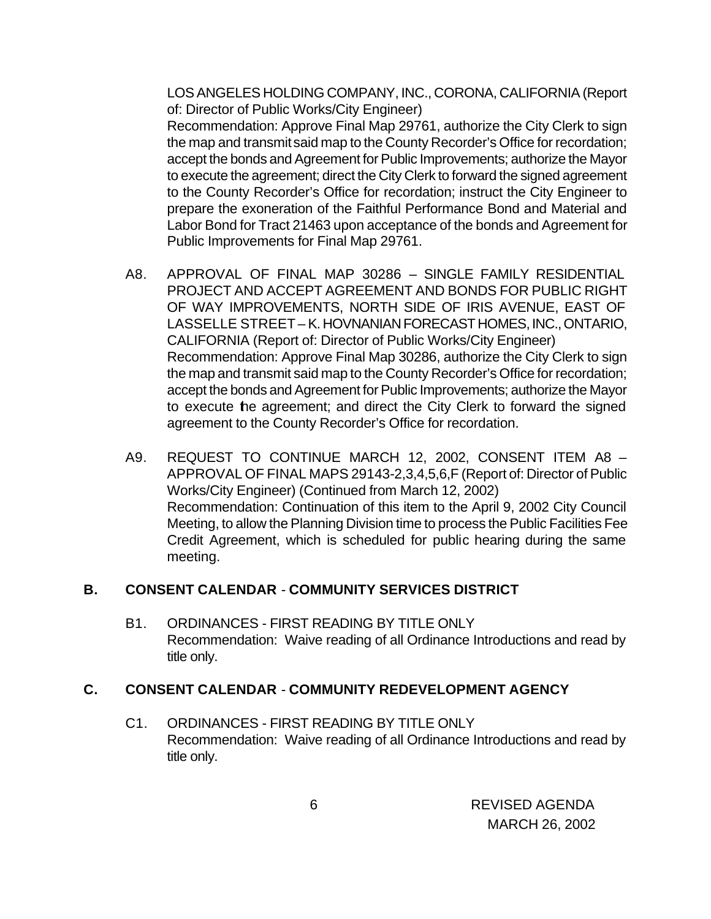LOS ANGELES HOLDING COMPANY, INC., CORONA, CALIFORNIA (Report of: Director of Public Works/City Engineer)
Recommendation: Approve Final Map 29761, authorize the City Clerk to sign the map and transmit said map to the County Recorder's Office for recordation; accept the bonds and Agreement for Public Improvements; authorize the Mayor to execute the agreement; direct the City Clerk to forward the signed agreement to the County Recorder's Office for recordation; instruct the City Engineer to prepare the exoneration of the Faithful Performance Bond and Material and Labor Bond for Tract 21463 upon acceptance of the bonds and Agreement for Public Improvements for Final Map 29761.

A8. APPROVAL OF FINAL MAP 30286 – SINGLE FAMILY RESIDENTIAL PROJECT AND ACCEPT AGREEMENT AND BONDS FOR PUBLIC RIGHT OF WAY IMPROVEMENTS, NORTH SIDE OF IRIS AVENUE, EAST OF LASSELLE STREET – K. HOVNANIAN FORECAST HOMES, INC., ONTARIO, CALIFORNIA (Report of: Director of Public Works/City Engineer)
Recommendation: Approve Final Map 30286, authorize the City Clerk to sign the map and transmit said map to the County Recorder's Office for recordation; accept the bonds and Agreement for Public Improvements; authorize the Mayor to execute the agreement; and direct the City Clerk to forward the signed agreement to the County Recorder's Office for recordation.

A9. REQUEST TO CONTINUE MARCH 12, 2002, CONSENT ITEM A8 – APPROVAL OF FINAL MAPS 29143-2,3,4,5,6,F (Report of: Director of Public Works/City Engineer) (Continued from March 12, 2002)
Recommendation: Continuation of this item to the April 9, 2002 City Council Meeting, to allow the Planning Division time to process the Public Facilities Fee Credit Agreement, which is scheduled for public hearing during the same meeting.

## B. CONSENT CALENDAR - COMMUNITY SERVICES DISTRICT

B1. ORDINANCES - FIRST READING BY TITLE ONLY
Recommendation: Waive reading of all Ordinance Introductions and read by title only.

## C. CONSENT CALENDAR - COMMUNITY REDEVELOPMENT AGENCY

C1. ORDINANCES - FIRST READING BY TITLE ONLY
Recommendation: Waive reading of all Ordinance Introductions and read by title only.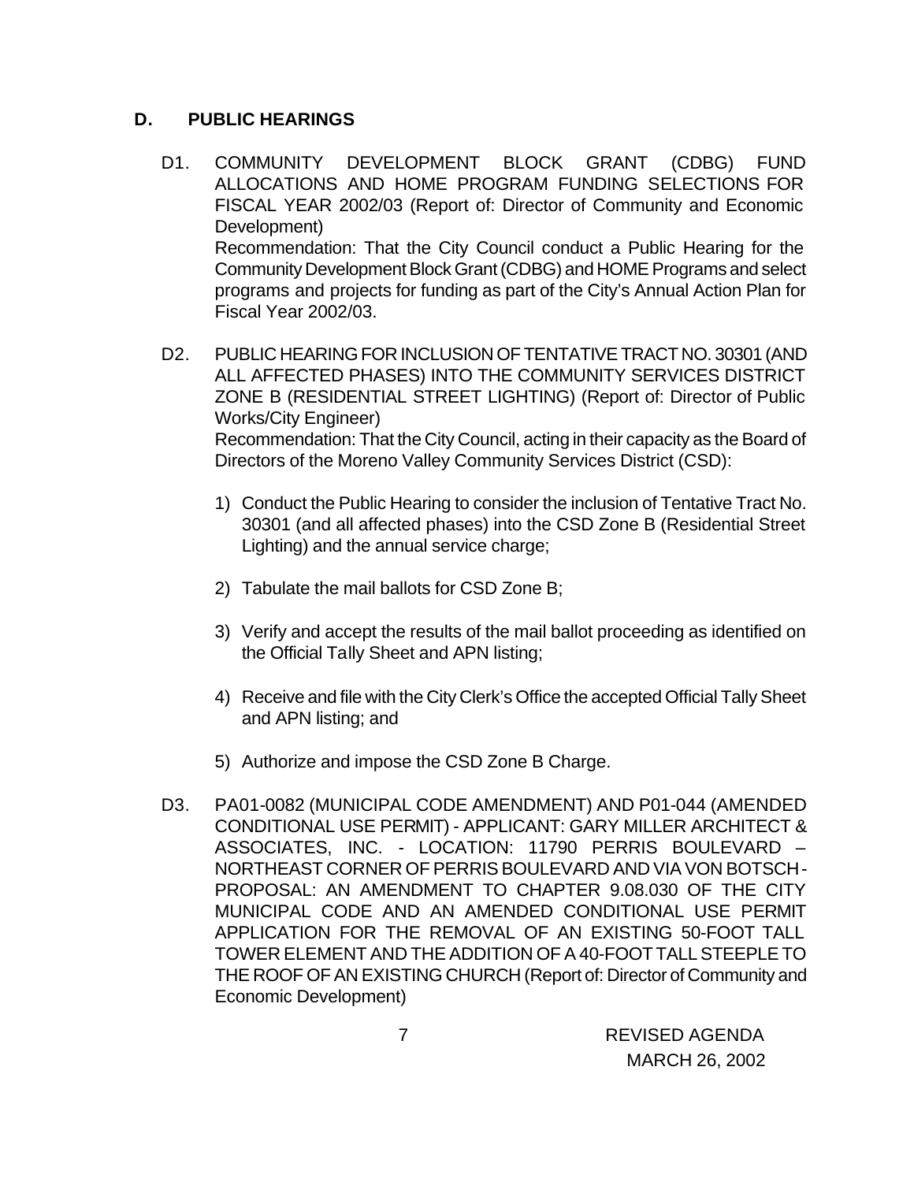## D. PUBLIC HEARINGS

D1. COMMUNITY DEVELOPMENT BLOCK GRANT (CDBG) FUND ALLOCATIONS AND HOME PROGRAM FUNDING SELECTIONS FOR FISCAL YEAR 2002/03 (Report of: Director of Community and Economic Development)
Recommendation: That the City Council conduct a Public Hearing for the Community Development Block Grant (CDBG) and HOME Programs and select programs and projects for funding as part of the City's Annual Action Plan for Fiscal Year 2002/03.

D2. PUBLIC HEARING FOR INCLUSION OF TENTATIVE TRACT NO. 30301 (AND ALL AFFECTED PHASES) INTO THE COMMUNITY SERVICES DISTRICT ZONE B (RESIDENTIAL STREET LIGHTING) (Report of: Director of Public Works/City Engineer)
Recommendation: That the City Council, acting in their capacity as the Board of Directors of the Moreno Valley Community Services District (CSD):

1) Conduct the Public Hearing to consider the inclusion of Tentative Tract No. 30301 (and all affected phases) into the CSD Zone B (Residential Street Lighting) and the annual service charge;

2) Tabulate the mail ballots for CSD Zone B;

3) Verify and accept the results of the mail ballot proceeding as identified on the Official Tally Sheet and APN listing;

4) Receive and file with the City Clerk's Office the accepted Official Tally Sheet and APN listing; and

5) Authorize and impose the CSD Zone B Charge.

D3. PA01-0082 (MUNICIPAL CODE AMENDMENT) AND P01-044 (AMENDED CONDITIONAL USE PERMIT) - APPLICANT: GARY MILLER ARCHITECT & ASSOCIATES, INC. - LOCATION: 11790 PERRIS BOULEVARD – NORTHEAST CORNER OF PERRIS BOULEVARD AND VIA VON BOTSCH - PROPOSAL: AN AMENDMENT TO CHAPTER 9.08.030 OF THE CITY MUNICIPAL CODE AND AN AMENDED CONDITIONAL USE PERMIT APPLICATION FOR THE REMOVAL OF AN EXISTING 50-FOOT TALL TOWER ELEMENT AND THE ADDITION OF A 40-FOOT TALL STEEPLE TO THE ROOF OF AN EXISTING CHURCH (Report of: Director of Community and Economic Development)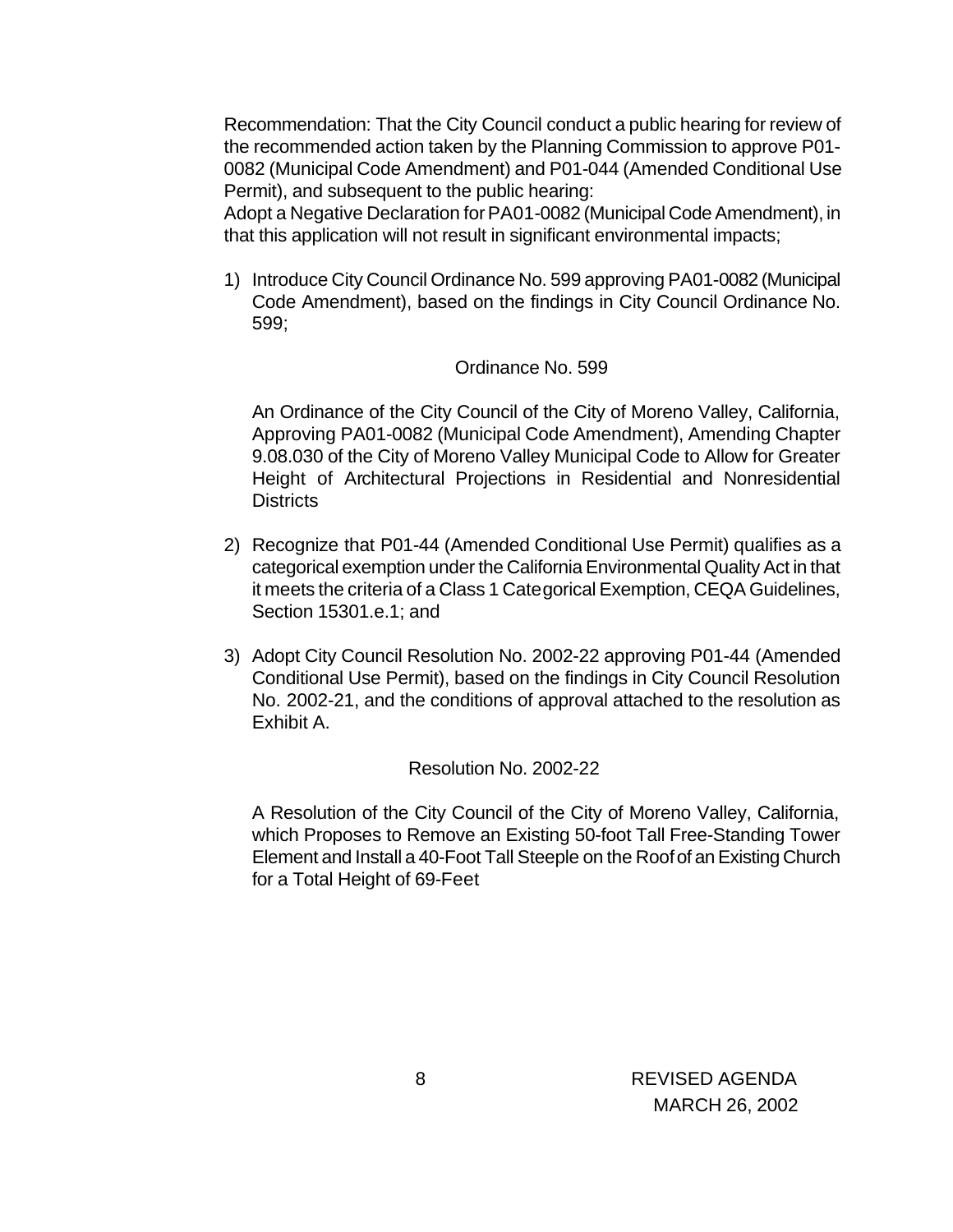Recommendation: That the City Council conduct a public hearing for review of the recommended action taken by the Planning Commission to approve P01-0082 (Municipal Code Amendment) and P01-044 (Amended Conditional Use Permit), and subsequent to the public hearing:

Adopt a Negative Declaration for PA01-0082 (Municipal Code Amendment), in that this application will not result in significant environmental impacts;

1) Introduce City Council Ordinance No. 599 approving PA01-0082 (Municipal Code Amendment), based on the findings in City Council Ordinance No. 599;

   Ordinance No. 599

   An Ordinance of the City Council of the City of Moreno Valley, California, Approving PA01-0082 (Municipal Code Amendment), Amending Chapter 9.08.030 of the City of Moreno Valley Municipal Code to Allow for Greater Height of Architectural Projections in Residential and Nonresidential Districts

2) Recognize that P01-44 (Amended Conditional Use Permit) qualifies as a categorical exemption under the California Environmental Quality Act in that it meets the criteria of a Class 1 Categorical Exemption, CEQA Guidelines, Section 15301.e.1; and

3) Adopt City Council Resolution No. 2002-22 approving P01-44 (Amended Conditional Use Permit), based on the findings in City Council Resolution No. 2002-21, and the conditions of approval attached to the resolution as Exhibit A.

   Resolution No. 2002-22

   A Resolution of the City Council of the City of Moreno Valley, California, which Proposes to Remove an Existing 50-foot Tall Free-Standing Tower Element and Install a 40-Foot Tall Steeple on the Roof of an Existing Church for a Total Height of 69-Feet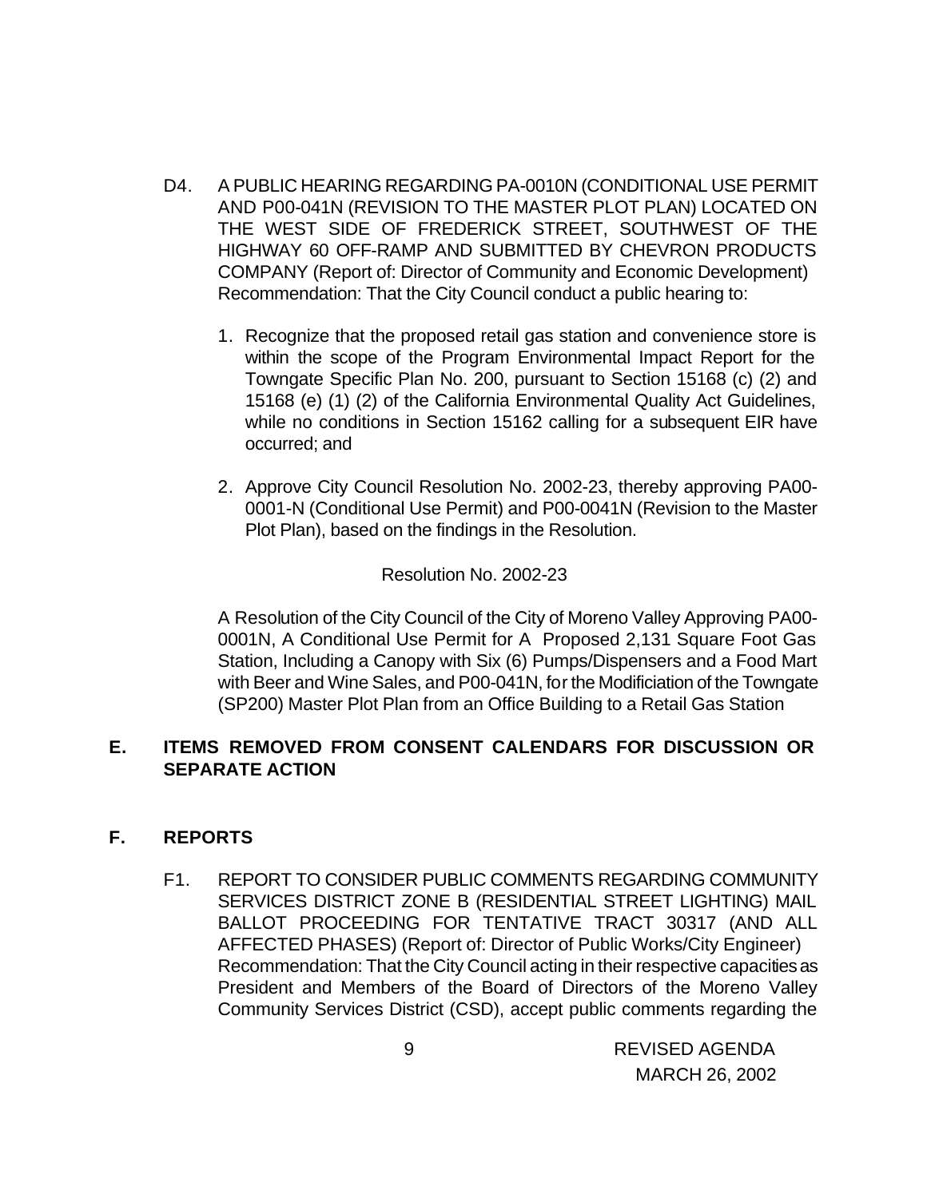D4. A PUBLIC HEARING REGARDING PA-0010N (CONDITIONAL USE PERMIT AND P00-041N (REVISION TO THE MASTER PLOT PLAN) LOCATED ON THE WEST SIDE OF FREDERICK STREET, SOUTHWEST OF THE HIGHWAY 60 OFF-RAMP AND SUBMITTED BY CHEVRON PRODUCTS COMPANY (Report of: Director of Community and Economic Development)
Recommendation: That the City Council conduct a public hearing to:

1. Recognize that the proposed retail gas station and convenience store is within the scope of the Program Environmental Impact Report for the Towngate Specific Plan No. 200, pursuant to Section 15168 (c) (2) and 15168 (e) (1) (2) of the California Environmental Quality Act Guidelines, while no conditions in Section 15162 calling for a subsequent EIR have occurred; and

2. Approve City Council Resolution No. 2002-23, thereby approving PA00-0001-N (Conditional Use Permit) and P00-0041N (Revision to the Master Plot Plan), based on the findings in the Resolution.

Resolution No. 2002-23

A Resolution of the City Council of the City of Moreno Valley Approving PA00-0001N, A Conditional Use Permit for A Proposed 2,131 Square Foot Gas Station, Including a Canopy with Six (6) Pumps/Dispensers and a Food Mart with Beer and Wine Sales, and P00-041N, for the Modificiation of the Towngate (SP200) Master Plot Plan from an Office Building to a Retail Gas Station

## E. ITEMS REMOVED FROM CONSENT CALENDARS FOR DISCUSSION OR SEPARATE ACTION

## F. REPORTS

F1. REPORT TO CONSIDER PUBLIC COMMENTS REGARDING COMMUNITY SERVICES DISTRICT ZONE B (RESIDENTIAL STREET LIGHTING) MAIL BALLOT PROCEEDING FOR TENTATIVE TRACT 30317 (AND ALL AFFECTED PHASES) (Report of: Director of Public Works/City Engineer)
Recommendation: That the City Council acting in their respective capacities as President and Members of the Board of Directors of the Moreno Valley Community Services District (CSD), accept public comments regarding the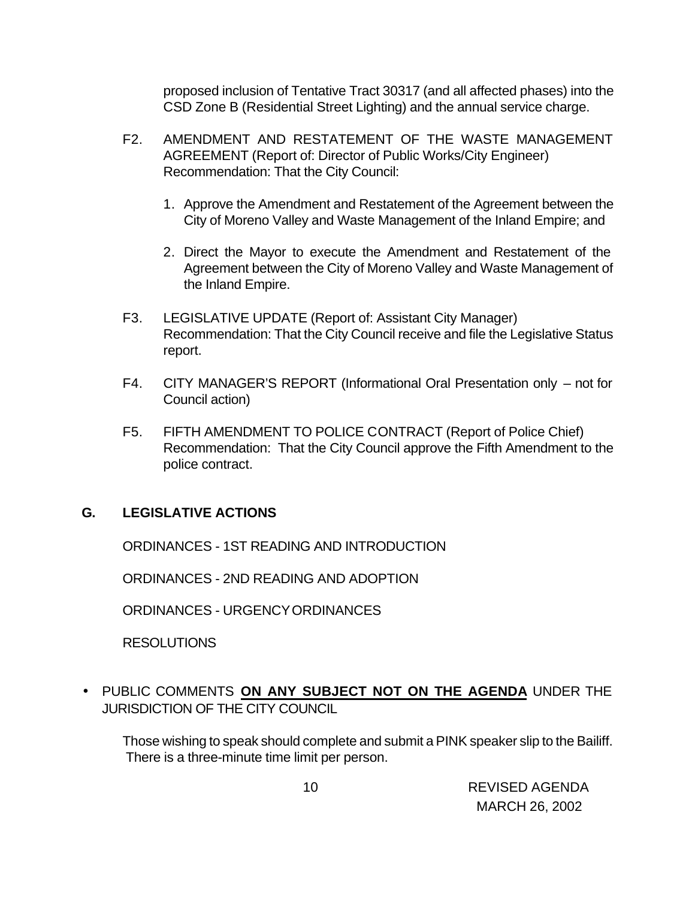proposed inclusion of Tentative Tract 30317 (and all affected phases) into the CSD Zone B (Residential Street Lighting) and the annual service charge.

F2. AMENDMENT AND RESTATEMENT OF THE WASTE MANAGEMENT AGREEMENT (Report of: Director of Public Works/City Engineer) Recommendation: That the City Council:

1. Approve the Amendment and Restatement of the Agreement between the City of Moreno Valley and Waste Management of the Inland Empire; and

2. Direct the Mayor to execute the Amendment and Restatement of the Agreement between the City of Moreno Valley and Waste Management of the Inland Empire.

F3. LEGISLATIVE UPDATE (Report of: Assistant City Manager) Recommendation: That the City Council receive and file the Legislative Status report.

F4. CITY MANAGER'S REPORT (Informational Oral Presentation only – not for Council action)

F5. FIFTH AMENDMENT TO POLICE CONTRACT (Report of Police Chief) Recommendation: That the City Council approve the Fifth Amendment to the police contract.

## G. LEGISLATIVE ACTIONS

ORDINANCES - 1ST READING AND INTRODUCTION

ORDINANCES - 2ND READING AND ADOPTION

ORDINANCES - URGENCY ORDINANCES

RESOLUTIONS

- PUBLIC COMMENTS **ON ANY SUBJECT NOT ON THE AGENDA** UNDER THE JURISDICTION OF THE CITY COUNCIL

  Those wishing to speak should complete and submit a PINK speaker slip to the Bailiff. There is a three-minute time limit per person.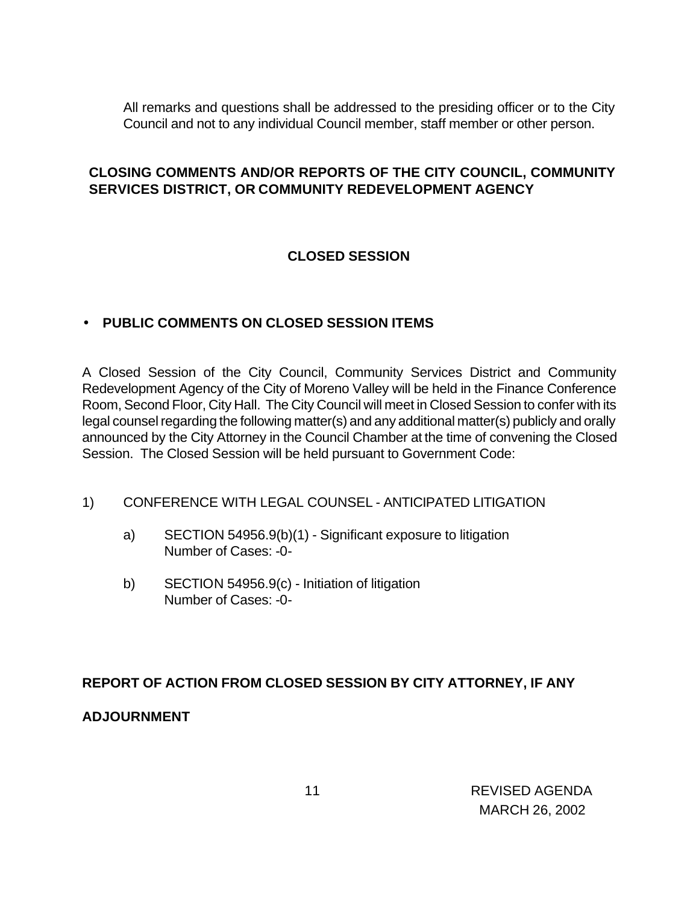All remarks and questions shall be addressed to the presiding officer or to the City Council and not to any individual Council member, staff member or other person.

**CLOSING COMMENTS AND/OR REPORTS OF THE CITY COUNCIL, COMMUNITY SERVICES DISTRICT, OR COMMUNITY REDEVELOPMENT AGENCY**

## CLOSED SESSION

- **PUBLIC COMMENTS ON CLOSED SESSION ITEMS**

A Closed Session of the City Council, Community Services District and Community Redevelopment Agency of the City of Moreno Valley will be held in the Finance Conference Room, Second Floor, City Hall. The City Council will meet in Closed Session to confer with its legal counsel regarding the following matter(s) and any additional matter(s) publicly and orally announced by the City Attorney in the Council Chamber at the time of convening the Closed Session. The Closed Session will be held pursuant to Government Code:

1) CONFERENCE WITH LEGAL COUNSEL - ANTICIPATED LITIGATION

   a) SECTION 54956.9(b)(1) - Significant exposure to litigation
      Number of Cases: -0-

   b) SECTION 54956.9(c) - Initiation of litigation
      Number of Cases: -0-

**REPORT OF ACTION FROM CLOSED SESSION BY CITY ATTORNEY, IF ANY**

**ADJOURNMENT**